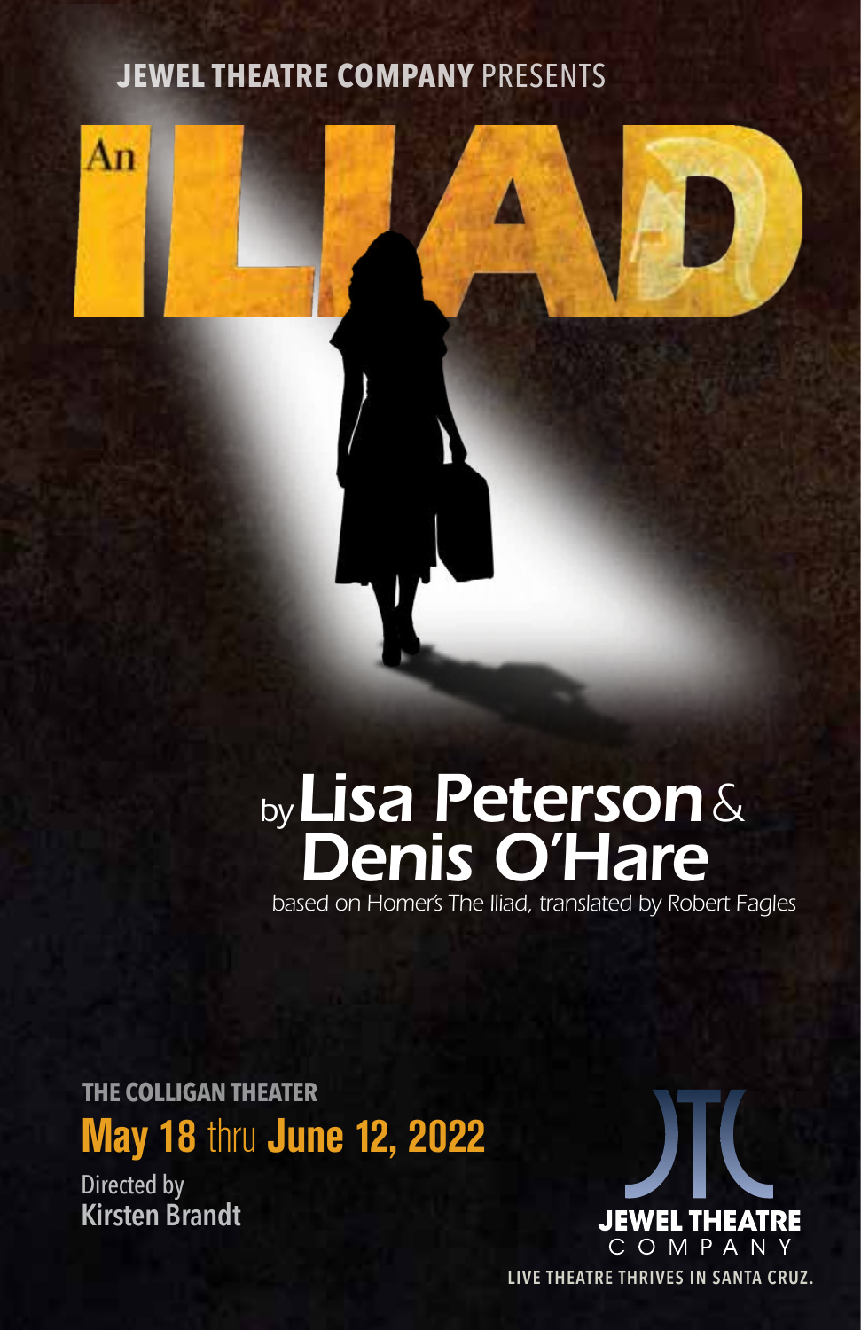**JEWEL THEATRE COMPANY** PRESENTS

# An ILIAD

by *Lisa Peterson* & *Denis O'Hare*

*based on Homer's The Iliad, translated by Robert Fagles*

**THE COLLIGAN THEATER**

**May 18** thru **June 12, 2022**

Directed by
**Kirsten Brandt**

JTC
**JEWEL THEATRE**
COMPANY

**LIVE THEATRE THRIVES IN SANTA CRUZ.**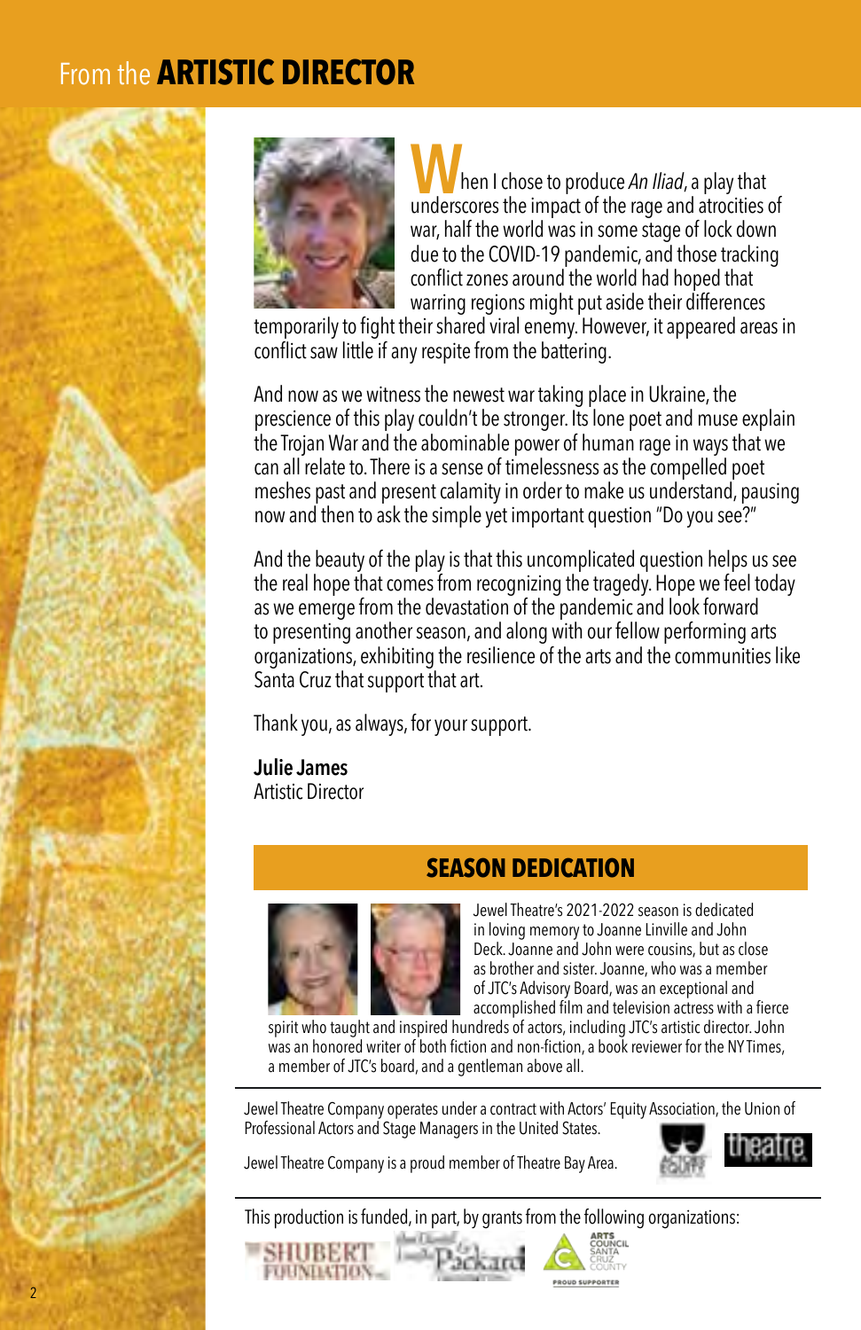## From the **ARTISTIC DIRECTOR**

When I chose to produce *An Iliad*, a play that underscores the impact of the rage and atrocities of war, half the world was in some stage of lock down due to the COVID-19 pandemic, and those tracking conflict zones around the world had hoped that warring regions might put aside their differences temporarily to fight their shared viral enemy. However, it appeared areas in conflict saw little if any respite from the battering.

And now as we witness the newest war taking place in Ukraine, the prescience of this play couldn't be stronger. Its lone poet and muse explain the Trojan War and the abominable power of human rage in ways that we can all relate to. There is a sense of timelessness as the compelled poet meshes past and present calamity in order to make us understand, pausing now and then to ask the simple yet important question "Do you see?"

And the beauty of the play is that this uncomplicated question helps us see the real hope that comes from recognizing the tragedy. Hope we feel today as we emerge from the devastation of the pandemic and look forward to presenting another season, and along with our fellow performing arts organizations, exhibiting the resilience of the arts and the communities like Santa Cruz that support that art.

Thank you, as always, for your support.

**Julie James**
Artistic Director

## SEASON DEDICATION

Jewel Theatre's 2021-2022 season is dedicated in loving memory to Joanne Linville and John Deck. Joanne and John were cousins, but as close as brother and sister. Joanne, who was a member of JTC's Advisory Board, was an exceptional and accomplished film and television actress with a fierce spirit who taught and inspired hundreds of actors, including JTC's artistic director. John was an honored writer of both fiction and non-fiction, a book reviewer for the NY Times, a member of JTC's board, and a gentleman above all.

---

Jewel Theatre Company operates under a contract with Actors' Equity Association, the Union of Professional Actors and Stage Managers in the United States.

Jewel Theatre Company is a proud member of Theatre Bay Area.

---

This production is funded, in part, by grants from the following organizations:

SHUBERT FOUNDATION · The David & Lucile Packard Foundation · ARTS COUNCIL SANTA CRUZ COUNTY — PROUD SUPPORTER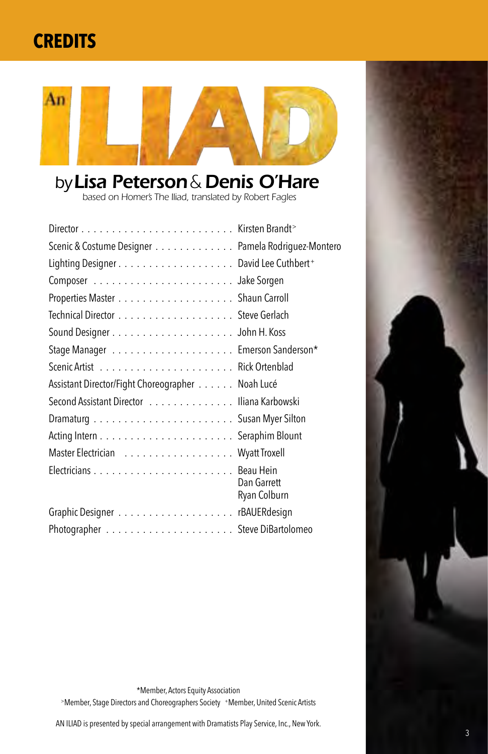# CREDITS

# An ILIAD

## by *Lisa Peterson* & *Denis O'Hare*

*based on Homer's The Iliad, translated by Robert Fagles*

| | |
|---|---|
| Director | Kirsten Brandt> |
| Scenic & Costume Designer | Pamela Rodriguez-Montero |
| Lighting Designer | David Lee Cuthbert+ |
| Composer | Jake Sorgen |
| Properties Master | Shaun Carroll |
| Technical Director | Steve Gerlach |
| Sound Designer | John H. Koss |
| Stage Manager | Emerson Sanderson* |
| Scenic Artist | Rick Ortenblad |
| Assistant Director/Fight Choreographer | Noah Lucé |
| Second Assistant Director | Iliana Karbowski |
| Dramaturg | Susan Myer Silton |
| Acting Intern | Seraphim Blount |
| Master Electrician | Wyatt Troxell |
| Electricians | Beau Hein<br>Dan Garrett<br>Ryan Colburn |
| Graphic Designer | rBAUERdesign |
| Photographer | Steve DiBartolomeo |

*Member, Actors Equity Association

>Member, Stage Directors and Choreographers Society +Member, United Scenic Artists

AN ILIAD is presented by special arrangement with Dramatists Play Service, Inc., New York.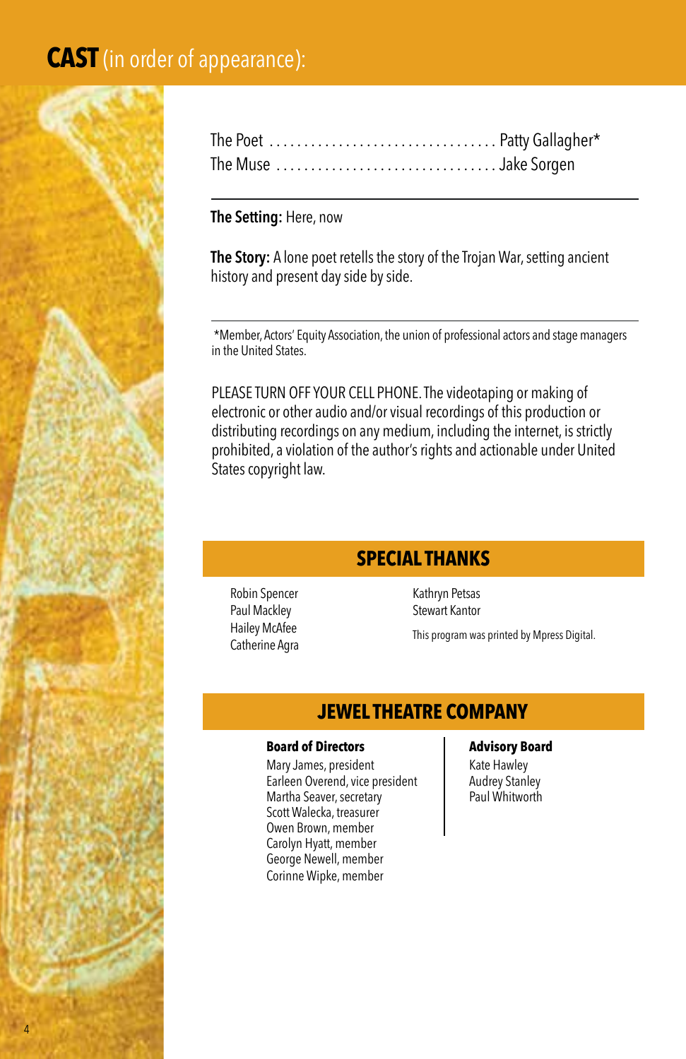# **CAST** (in order of appearance):

The Poet ................................ Patty Gallagher*
The Muse ............................... Jake Sorgen

**The Setting:** Here, now

**The Story:** A lone poet retells the story of the Trojan War, setting ancient history and present day side by side.

*Member, Actors' Equity Association, the union of professional actors and stage managers in the United States.

PLEASE TURN OFF YOUR CELL PHONE. The videotaping or making of electronic or other audio and/or visual recordings of this production or distributing recordings on any medium, including the internet, is strictly prohibited, a violation of the author's rights and actionable under United States copyright law.

## SPECIAL THANKS

Robin Spencer
Paul Mackley
Hailey McAfee
Catherine Agra
Kathryn Petsas
Stewart Kantor

This program was printed by Mpress Digital.

## JEWEL THEATRE COMPANY

**Board of Directors**
Mary James, president
Earleen Overend, vice president
Martha Seaver, secretary
Scott Walecka, treasurer
Owen Brown, member
Carolyn Hyatt, member
George Newell, member
Corinne Wipke, member

**Advisory Board**
Kate Hawley
Audrey Stanley
Paul Whitworth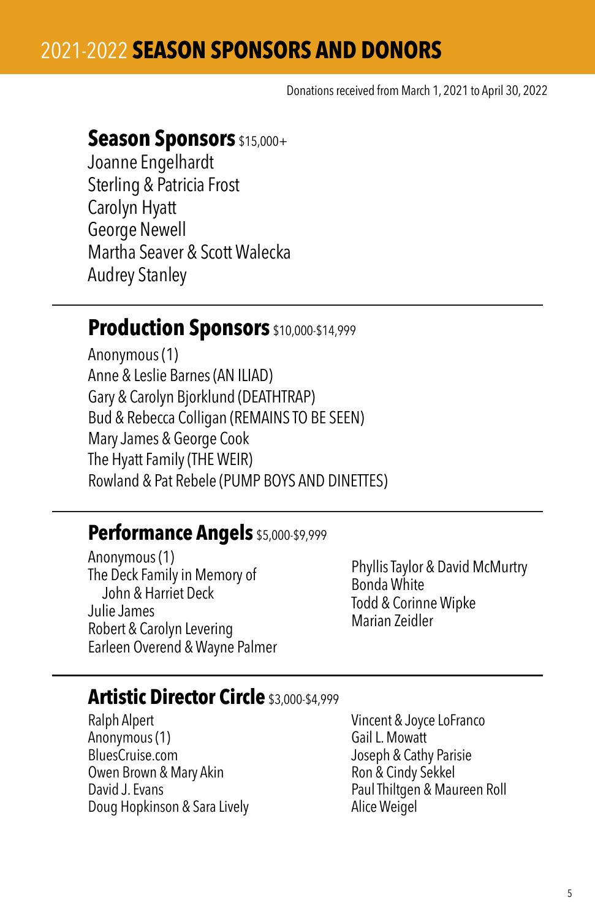# 2021-2022 **SEASON SPONSORS AND DONORS**

Donations received from March 1, 2021 to April 30, 2022

## Season Sponsors $15,000+

Joanne Engelhardt
Sterling & Patricia Frost
Carolyn Hyatt
George Newell
Martha Seaver & Scott Walecka
Audrey Stanley

---

## Production Sponsors $10,000-$14,999

Anonymous (1)
Anne & Leslie Barnes (AN ILIAD)
Gary & Carolyn Bjorklund (DEATHTRAP)
Bud & Rebecca Colligan (REMAINS TO BE SEEN)
Mary James & George Cook
The Hyatt Family (THE WEIR)
Rowland & Pat Rebele (PUMP BOYS AND DINETTES)

---

## Performance Angels $5,000-$9,999

Anonymous (1)
The Deck Family in Memory of
John & Harriet Deck
Julie James
Robert & Carolyn Levering
Earleen Overend & Wayne Palmer
Phyllis Taylor & David McMurtry
Bonda White
Todd & Corinne Wipke
Marian Zeidler

---

## Artistic Director Circle $3,000-$4,999

Ralph Alpert
Anonymous (1)
BluesCruise.com
Owen Brown & Mary Akin
David J. Evans
Doug Hopkinson & Sara Lively
Vincent & Joyce LoFranco
Gail L. Mowatt
Joseph & Cathy Parisie
Ron & Cindy Sekkel
Paul Thiltgen & Maureen Roll
Alice Weigel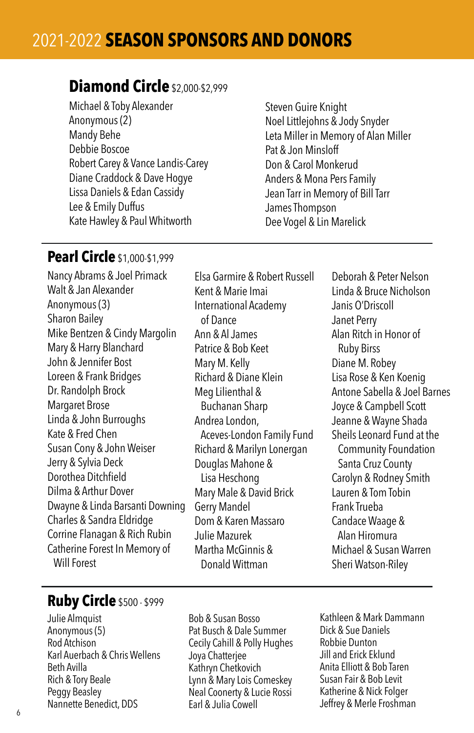# 2021-2022 **SEASON SPONSORS AND DONORS**

## Diamond Circle $2,000-$2,999

Michael & Toby Alexander
Anonymous (2)
Mandy Behe
Debbie Boscoe
Robert Carey & Vance Landis-Carey
Diane Craddock & Dave Hogye
Lissa Daniels & Edan Cassidy
Lee & Emily Duffus
Kate Hawley & Paul Whitworth
Steven Guire Knight
Noel Littlejohns & Jody Snyder
Leta Miller in Memory of Alan Miller
Pat & Jon Minsloff
Don & Carol Monkerud
Anders & Mona Pers Family
Jean Tarr in Memory of Bill Tarr
James Thompson
Dee Vogel & Lin Marelick

## Pearl Circle $1,000-$1,999

Nancy Abrams & Joel Primack
Walt & Jan Alexander
Anonymous (3)
Sharon Bailey
Mike Bentzen & Cindy Margolin
Mary & Harry Blanchard
John & Jennifer Bost
Loreen & Frank Bridges
Dr. Randolph Brock
Margaret Brose
Linda & John Burroughs
Kate & Fred Chen
Susan Cony & John Weiser
Jerry & Sylvia Deck
Dorothea Ditchfield
Dilma & Arthur Dover
Dwayne & Linda Barsanti Downing
Charles & Sandra Eldridge
Corrine Flanagan & Rich Rubin
Catherine Forest In Memory of Will Forest
Elsa Garmire & Robert Russell
Kent & Marie Imai
International Academy of Dance
Ann & Al James
Patrice & Bob Keet
Mary M. Kelly
Richard & Diane Klein
Meg Lilienthal & Buchanan Sharp
Andrea London, Aceves-London Family Fund
Richard & Marilyn Lonergan
Douglas Mahone & Lisa Heschong
Mary Male & David Brick
Gerry Mandel
Dom & Karen Massaro
Julie Mazurek
Martha McGinnis & Donald Wittman
Deborah & Peter Nelson
Linda & Bruce Nicholson
Janis O'Driscoll
Janet Perry
Alan Ritch in Honor of Ruby Birss
Diane M. Robey
Lisa Rose & Ken Koenig
Antone Sabella & Joel Barnes
Joyce & Campbell Scott
Jeanne & Wayne Shada
Sheils Leonard Fund at the Community Foundation Santa Cruz County
Carolyn & Rodney Smith
Lauren & Tom Tobin
Frank Trueba
Candace Waage & Alan Hiromura
Michael & Susan Warren
Sheri Watson-Riley

## Ruby Circle $500 - $999

Julie Almquist
Anonymous (5)
Rod Atchison
Karl Auerbach & Chris Wellens
Beth Avilla
Rich & Tory Beale
Peggy Beasley
Nannette Benedict, DDS
Bob & Susan Bosso
Pat Busch & Dale Summer
Cecily Cahill & Polly Hughes
Joya Chatterjee
Kathryn Chetkovich
Lynn & Mary Lois Comeskey
Neal Coonerty & Lucie Rossi
Earl & Julia Cowell
Kathleen & Mark Dammann
Dick & Sue Daniels
Robbie Dunton
Jill and Erick Eklund
Anita Elliott & Bob Taren
Susan Fair & Bob Levit
Katherine & Nick Folger
Jeffrey & Merle Froshman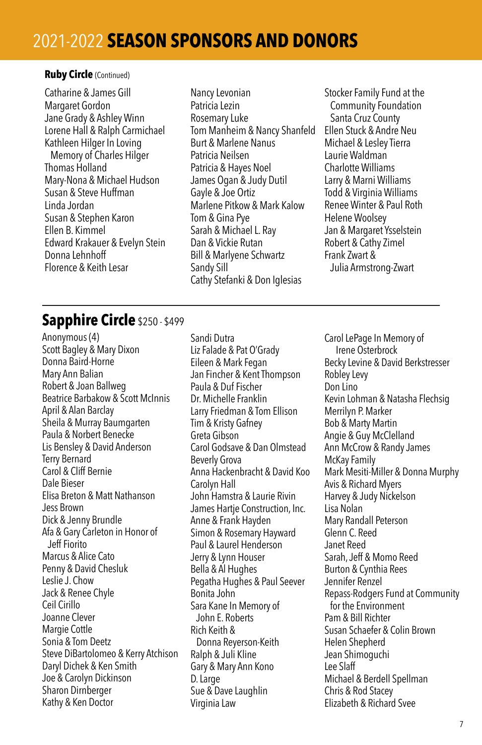# 2021-2022 **SEASON SPONSORS AND DONORS**

**Ruby Circle** (Continued)

Catharine & James Gill
Margaret Gordon
Jane Grady & Ashley Winn
Lorene Hall & Ralph Carmichael
Kathleen Hilger In Loving Memory of Charles Hilger
Thomas Holland
Mary-Nona & Michael Hudson
Susan & Steve Huffman
Linda Jordan
Susan & Stephen Karon
Ellen B. Kimmel
Edward Krakauer & Evelyn Stein
Donna Lehnhoff
Florence & Keith Lesar
Nancy Levonian
Patricia Lezin
Rosemary Luke
Tom Manheim & Nancy Shanfeld
Burt & Marlene Nanus
Patricia Neilsen
Patricia & Hayes Noel
James Ogan & Judy Dutil
Gayle & Joe Ortiz
Marlene Pitkow & Mark Kalow
Tom & Gina Pye
Sarah & Michael L. Ray
Dan & Vickie Rutan
Bill & Marlyene Schwartz
Sandy Sill
Cathy Stefanki & Don Iglesias
Stocker Family Fund at the Community Foundation Santa Cruz County
Ellen Stuck & Andre Neu
Michael & Lesley Tierra
Laurie Waldman
Charlotte Williams
Larry & Marni Williams
Todd & Virginia Williams
Renee Winter & Paul Roth
Helene Woolsey
Jan & Margaret Ysselstein
Robert & Cathy Zimel
Frank Zwart & Julia Armstrong-Zwart

## Sapphire Circle $250 - $499

Anonymous (4)
Scott Bagley & Mary Dixon
Donna Baird-Horne
Mary Ann Balian
Robert & Joan Ballweg
Beatrice Barbakow & Scott McInnis
April & Alan Barclay
Sheila & Murray Baumgarten
Paula & Norbert Benecke
Lis Bensley & David Anderson
Terry Bernard
Carol & Cliff Bernie
Dale Bieser
Elisa Breton & Matt Nathanson
Jess Brown
Dick & Jenny Brundle
Afa & Gary Carleton in Honor of Jeff Fiorito
Marcus & Alice Cato
Penny & David Chesluk
Leslie J. Chow
Jack & Renee Chyle
Ceil Cirillo
Joanne Clever
Margie Cottle
Sonia & Tom Deetz
Steve DiBartolomeo & Kerry Atchison
Daryl Dichek & Ken Smith
Joe & Carolyn Dickinson
Sharon Dirnberger
Kathy & Ken Doctor
Sandi Dutra
Liz Falade & Pat O'Grady
Eileen & Mark Fegan
Jan Fincher & Kent Thompson
Paula & Duf Fischer
Dr. Michelle Franklin
Larry Friedman & Tom Ellison
Tim & Kristy Gafney
Greta Gibson
Carol Godsave & Dan Olmstead
Beverly Grova
Anna Hackenbracht & David Koo
Carolyn Hall
John Hamstra & Laurie Rivin
James Hartje Construction, Inc.
Anne & Frank Hayden
Simon & Rosemary Hayward
Paul & Laurel Henderson
Jerry & Lynn Houser
Bella & Al Hughes
Pegatha Hughes & Paul Seever
Bonita John
Sara Kane In Memory of John E. Roberts
Rich Keith & Donna Reyerson-Keith
Ralph & Juli Kline
Gary & Mary Ann Kono
D. Large
Sue & Dave Laughlin
Virginia Law
Carol LePage In Memory of Irene Osterbrock
Becky Levine & David Berkstresser
Robley Levy
Don Lino
Kevin Lohman & Natasha Flechsig
Merrilyn P. Marker
Bob & Marty Martin
Angie & Guy McClelland
Ann McCrow & Randy James
McKay Family
Mark Mesiti-Miller & Donna Murphy
Avis & Richard Myers
Harvey & Judy Nickelson
Lisa Nolan
Mary Randall Peterson
Glenn C. Reed
Janet Reed
Sarah, Jeff & Momo Reed
Burton & Cynthia Rees
Jennifer Renzel
Repass-Rodgers Fund at Community for the Environment
Pam & Bill Richter
Susan Schaefer & Colin Brown
Helen Shepherd
Jean Shimoguchi
Lee Slaff
Michael & Berdell Spellman
Chris & Rod Stacey
Elizabeth & Richard Svee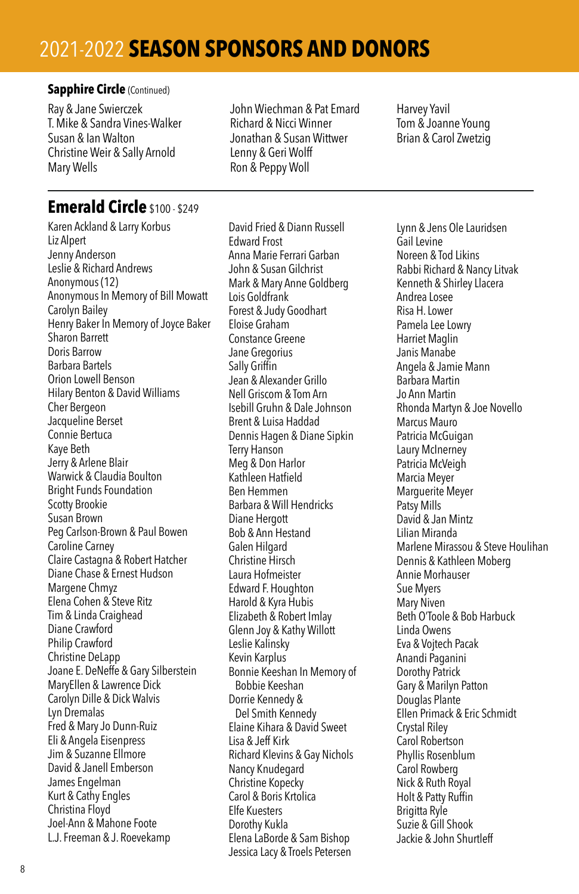# 2021-2022 **SEASON SPONSORS AND DONORS**

### Sapphire Circle (Continued)

Ray & Jane Swierczek
T. Mike & Sandra Vines-Walker
Susan & Ian Walton
Christine Weir & Sally Arnold
Mary Wells
John Wiechman & Pat Emard
Richard & Nicci Winner
Jonathan & Susan Wittwer
Lenny & Geri Wolff
Ron & Peppy Woll
Harvey Yavil
Tom & Joanne Young
Brian & Carol Zwetzig

## Emerald Circle $100 - $249

Karen Ackland & Larry Korbus
Liz Alpert
Jenny Anderson
Leslie & Richard Andrews
Anonymous (12)
Anonymous In Memory of Bill Mowatt
Carolyn Bailey
Henry Baker In Memory of Joyce Baker
Sharon Barrett
Doris Barrow
Barbara Bartels
Orion Lowell Benson
Hilary Benton & David Williams
Cher Bergeon
Jacqueline Berset
Connie Bertuca
Kaye Beth
Jerry & Arlene Blair
Warwick & Claudia Boulton
Bright Funds Foundation
Scotty Brookie
Susan Brown
Peg Carlson-Brown & Paul Bowen
Caroline Carney
Claire Castagna & Robert Hatcher
Diane Chase & Ernest Hudson
Margene Chmyz
Elena Cohen & Steve Ritz
Tim & Linda Craighead
Diane Crawford
Philip Crawford
Christine DeLapp
Joane E. DeNeffe & Gary Silberstein
MaryEllen & Lawrence Dick
Carolyn Dille & Dick Walvis
Lyn Dremalas
Fred & Mary Jo Dunn-Ruiz
Eli & Angela Eisenpress
Jim & Suzanne Ellmore
David & Janell Emberson
James Engelman
Kurt & Cathy Engles
Christina Floyd
Joel-Ann & Mahone Foote
L.J. Freeman & J. Roevekamp
David Fried & Diann Russell
Edward Frost
Anna Marie Ferrari Garban
John & Susan Gilchrist
Mark & Mary Anne Goldberg
Lois Goldfrank
Forest & Judy Goodhart
Eloise Graham
Constance Greene
Jane Gregorius
Sally Griffin
Jean & Alexander Grillo
Nell Griscom & Tom Arn
Isebill Gruhn & Dale Johnson
Brent & Luisa Haddad
Dennis Hagen & Diane Sipkin
Terry Hanson
Meg & Don Harlor
Kathleen Hatfield
Ben Hemmen
Barbara & Will Hendricks
Diane Hergott
Bob & Ann Hestand
Galen Hilgard
Christine Hirsch
Laura Hofmeister
Edward F. Houghton
Harold & Kyra Hubis
Elizabeth & Robert Imlay
Glenn Joy & Kathy Willott
Leslie Kalinsky
Kevin Karplus
Bonnie Keeshan In Memory of Bobbie Keeshan
Dorrie Kennedy & Del Smith Kennedy
Elaine Kihara & David Sweet
Lisa & Jeff Kirk
Richard Klevins & Gay Nichols
Nancy Knudegard
Christine Kopecky
Carol & Boris Krtolica
Elfe Kuesters
Dorothy Kukla
Elena LaBorde & Sam Bishop
Jessica Lacy & Troels Petersen
Lynn & Jens Ole Lauridsen
Gail Levine
Noreen & Tod Likins
Rabbi Richard & Nancy Litvak
Kenneth & Shirley Llacera
Andrea Losee
Risa H. Lower
Pamela Lee Lowry
Harriet Maglin
Janis Manabe
Angela & Jamie Mann
Barbara Martin
Jo Ann Martin
Rhonda Martyn & Joe Novello
Marcus Mauro
Patricia McGuigan
Laury McInerney
Patricia McVeigh
Marcia Meyer
Marguerite Meyer
Patsy Mills
David & Jan Mintz
Lilian Miranda
Marlene Mirassou & Steve Houlihan
Dennis & Kathleen Moberg
Annie Morhauser
Sue Myers
Mary Niven
Beth O'Toole & Bob Harbuck
Linda Owens
Eva & Vojtech Pacak
Anandi Paganini
Dorothy Patrick
Gary & Marilyn Patton
Douglas Plante
Ellen Primack & Eric Schmidt
Crystal Riley
Carol Robertson
Phyllis Rosenblum
Carol Rowberg
Nick & Ruth Royal
Holt & Patty Ruffin
Brigitta Ryle
Suzie & Gill Shook
Jackie & John Shurtleff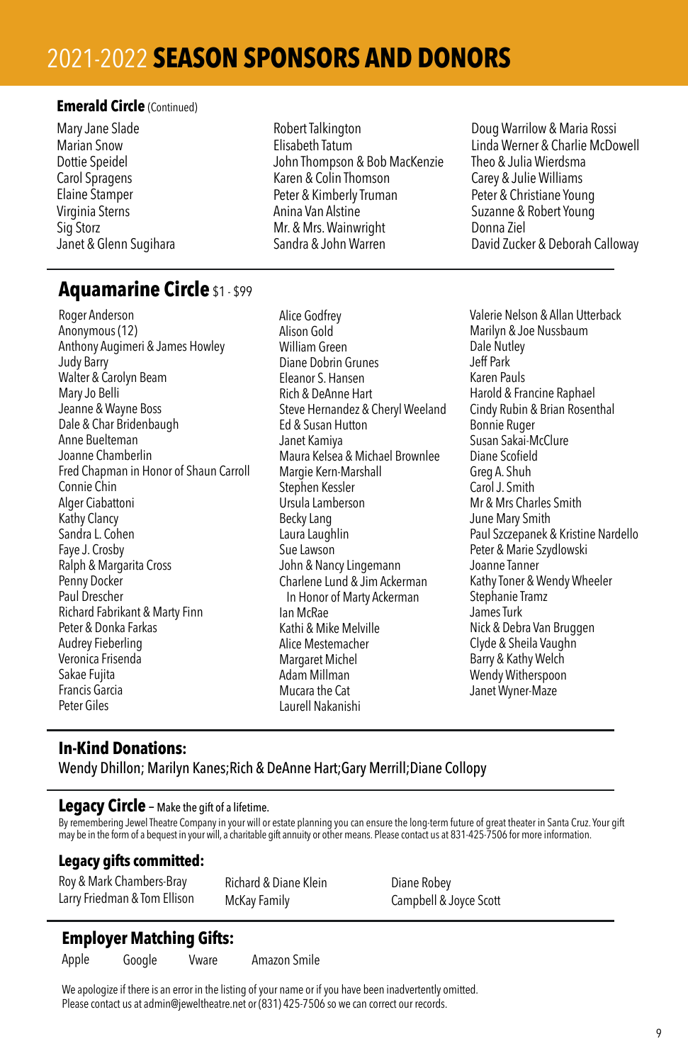# 2021-2022 **SEASON SPONSORS AND DONORS**

**Emerald Circle** (Continued)

Mary Jane Slade
Marian Snow
Dottie Speidel
Carol Spragens
Elaine Stamper
Virginia Sterns
Sig Storz
Janet & Glenn Sugihara
Robert Talkington
Elisabeth Tatum
John Thompson & Bob MacKenzie
Karen & Colin Thomson
Peter & Kimberly Truman
Anina Van Alstine
Mr. & Mrs. Wainwright
Sandra & John Warren
Doug Warrilow & Maria Rossi
Linda Werner & Charlie McDowell
Theo & Julia Wierdsma
Carey & Julie Williams
Peter & Christiane Young
Suzanne & Robert Young
Donna Ziel
David Zucker & Deborah Calloway

## Aquamarine Circle $1 - $99

Roger Anderson
Anonymous (12)
Anthony Augimeri & James Howley
Judy Barry
Walter & Carolyn Beam
Mary Jo Belli
Jeanne & Wayne Boss
Dale & Char Bridenbaugh
Anne Buelteman
Joanne Chamberlin
Fred Chapman in Honor of Shaun Carroll
Connie Chin
Alger Ciabattoni
Kathy Clancy
Sandra L. Cohen
Faye J. Crosby
Ralph & Margarita Cross
Penny Docker
Paul Drescher
Richard Fabrikant & Marty Finn
Peter & Donka Farkas
Audrey Fieberling
Veronica Frisenda
Sakae Fujita
Francis Garcia
Peter Giles
Alice Godfrey
Alison Gold
William Green
Diane Dobrin Grunes
Eleanor S. Hansen
Rich & DeAnne Hart
Steve Hernandez & Cheryl Weeland
Ed & Susan Hutton
Janet Kamiya
Maura Kelsea & Michael Brownlee
Margie Kern-Marshall
Stephen Kessler
Ursula Lamberson
Becky Lang
Laura Laughlin
Sue Lawson
John & Nancy Lingemann
Charlene Lund & Jim Ackerman
In Honor of Marty Ackerman
Ian McRae
Kathi & Mike Melville
Alice Mestemacher
Margaret Michel
Adam Millman
Mucara the Cat
Laurell Nakanishi
Valerie Nelson & Allan Utterback
Marilyn & Joe Nussbaum
Dale Nutley
Jeff Park
Karen Pauls
Harold & Francine Raphael
Cindy Rubin & Brian Rosenthal
Bonnie Ruger
Susan Sakai-McClure
Diane Scofield
Greg A. Shuh
Carol J. Smith
Mr & Mrs Charles Smith
June Mary Smith
Paul Szczepanek & Kristine Nardello
Peter & Marie Szydlowski
Joanne Tanner
Kathy Toner & Wendy Wheeler
Stephanie Tramz
James Turk
Nick & Debra Van Bruggen
Clyde & Sheila Vaughn
Barry & Kathy Welch
Wendy Witherspoon
Janet Wyner-Maze

### In-Kind Donations:

Wendy Dhillon; Marilyn Kanes;Rich & DeAnne Hart;Gary Merrill;Diane Collopy

### Legacy Circle – Make the gift of a lifetime.

By remembering Jewel Theatre Company in your will or estate planning you can ensure the long-term future of great theater in Santa Cruz. Your gift may be in the form of a bequest in your will, a charitable gift annuity or other means. Please contact us at 831-425-7506 for more information.

### Legacy gifts committed:

Roy & Mark Chambers-Bray
Larry Friedman & Tom Ellison
Richard & Diane Klein
McKay Family
Diane Robey
Campbell & Joyce Scott

### Employer Matching Gifts:

Apple
Google
Vware
Amazon Smile

We apologize if there is an error in the listing of your name or if you have been inadvertently omitted.
Please contact us at admin@jeweltheatre.net or (831) 425-7506 so we can correct our records.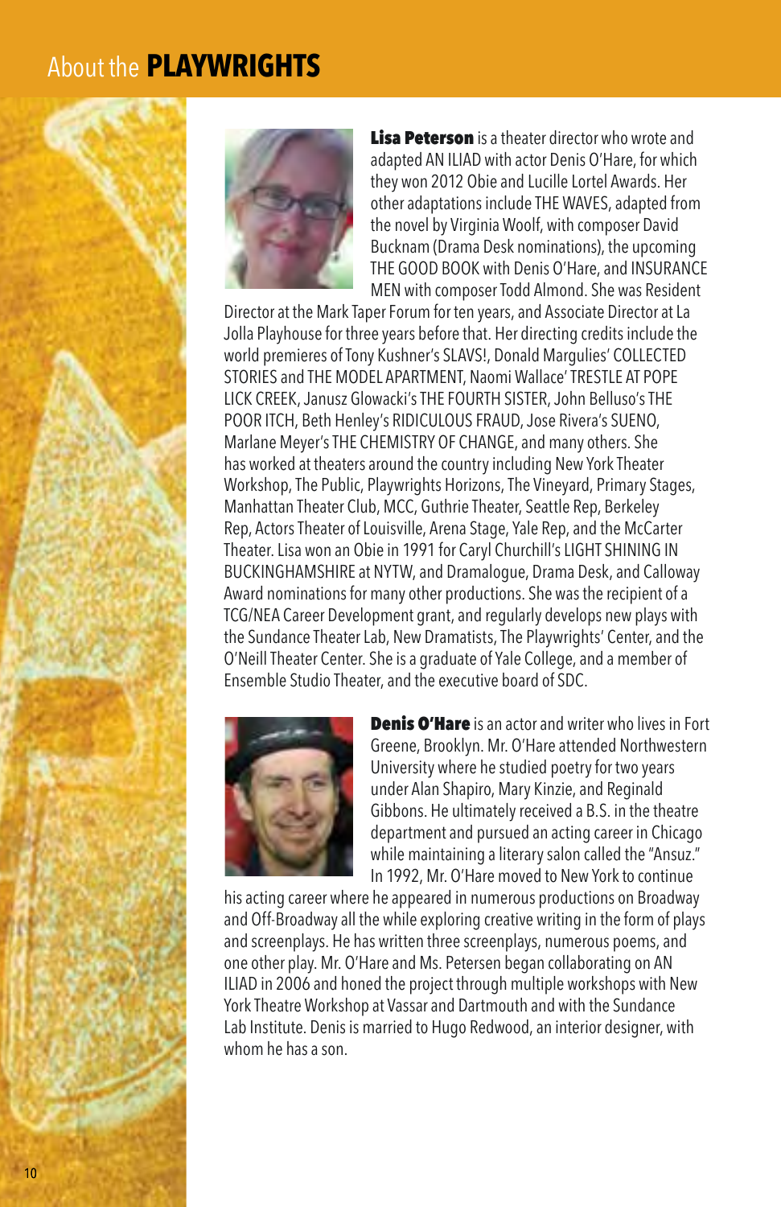# About the **PLAYWRIGHTS**

**Lisa Peterson** is a theater director who wrote and adapted AN ILIAD with actor Denis O'Hare, for which they won 2012 Obie and Lucille Lortel Awards. Her other adaptations include THE WAVES, adapted from the novel by Virginia Woolf, with composer David Bucknam (Drama Desk nominations), the upcoming THE GOOD BOOK with Denis O'Hare, and INSURANCE MEN with composer Todd Almond. She was Resident Director at the Mark Taper Forum for ten years, and Associate Director at La Jolla Playhouse for three years before that. Her directing credits include the world premieres of Tony Kushner's SLAVS!, Donald Margulies' COLLECTED STORIES and THE MODEL APARTMENT, Naomi Wallace' TRESTLE AT POPE LICK CREEK, Janusz Glowacki's THE FOURTH SISTER, John Belluso's THE POOR ITCH, Beth Henley's RIDICULOUS FRAUD, Jose Rivera's SUENO, Marlane Meyer's THE CHEMISTRY OF CHANGE, and many others. She has worked at theaters around the country including New York Theater Workshop, The Public, Playwrights Horizons, The Vineyard, Primary Stages, Manhattan Theater Club, MCC, Guthrie Theater, Seattle Rep, Berkeley Rep, Actors Theater of Louisville, Arena Stage, Yale Rep, and the McCarter Theater. Lisa won an Obie in 1991 for Caryl Churchill's LIGHT SHINING IN BUCKINGHAMSHIRE at NYTW, and Dramalogue, Drama Desk, and Calloway Award nominations for many other productions. She was the recipient of a TCG/NEA Career Development grant, and regularly develops new plays with the Sundance Theater Lab, New Dramatists, The Playwrights' Center, and the O'Neill Theater Center. She is a graduate of Yale College, and a member of Ensemble Studio Theater, and the executive board of SDC.

**Denis O'Hare** is an actor and writer who lives in Fort Greene, Brooklyn. Mr. O'Hare attended Northwestern University where he studied poetry for two years under Alan Shapiro, Mary Kinzie, and Reginald Gibbons. He ultimately received a B.S. in the theatre department and pursued an acting career in Chicago while maintaining a literary salon called the "Ansuz." In 1992, Mr. O'Hare moved to New York to continue his acting career where he appeared in numerous productions on Broadway and Off-Broadway all the while exploring creative writing in the form of plays and screenplays. He has written three screenplays, numerous poems, and one other play. Mr. O'Hare and Ms. Petersen began collaborating on AN ILIAD in 2006 and honed the project through multiple workshops with New York Theatre Workshop at Vassar and Dartmouth and with the Sundance Lab Institute. Denis is married to Hugo Redwood, an interior designer, with whom he has a son.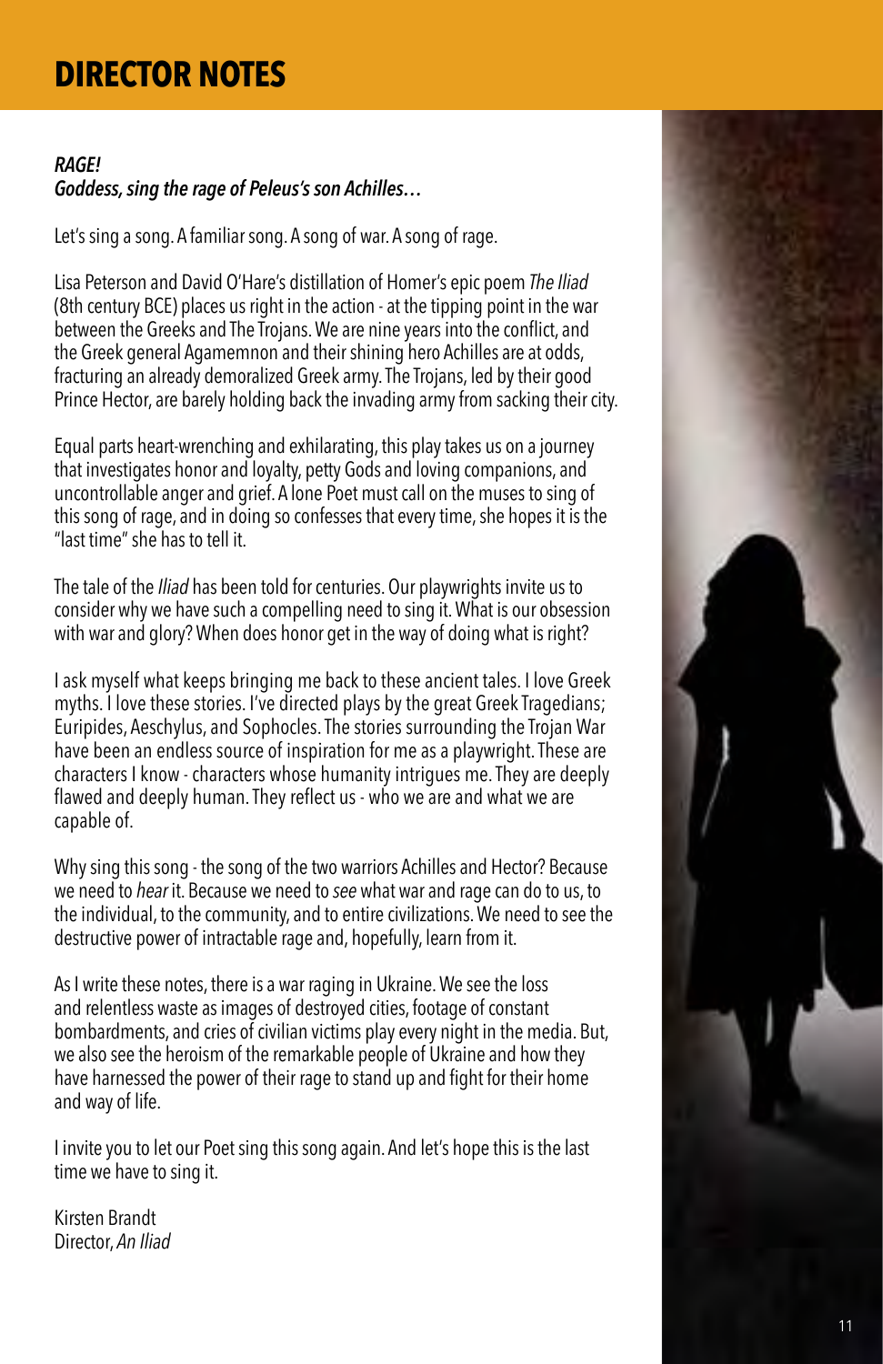# DIRECTOR NOTES

***RAGE!***
***Goddess, sing the rage of Peleus's son Achilles…***

Let's sing a song. A familiar song. A song of war. A song of rage.

Lisa Peterson and David O'Hare's distillation of Homer's epic poem *The Iliad* (8th century BCE) places us right in the action - at the tipping point in the war between the Greeks and The Trojans. We are nine years into the conflict, and the Greek general Agamemnon and their shining hero Achilles are at odds, fracturing an already demoralized Greek army. The Trojans, led by their good Prince Hector, are barely holding back the invading army from sacking their city.

Equal parts heart-wrenching and exhilarating, this play takes us on a journey that investigates honor and loyalty, petty Gods and loving companions, and uncontrollable anger and grief. A lone Poet must call on the muses to sing of this song of rage, and in doing so confesses that every time, she hopes it is the "last time" she has to tell it.

The tale of the *Iliad* has been told for centuries. Our playwrights invite us to consider why we have such a compelling need to sing it. What is our obsession with war and glory? When does honor get in the way of doing what is right?

I ask myself what keeps bringing me back to these ancient tales. I love Greek myths. I love these stories. I've directed plays by the great Greek Tragedians; Euripides, Aeschylus, and Sophocles. The stories surrounding the Trojan War have been an endless source of inspiration for me as a playwright. These are characters I know - characters whose humanity intrigues me. They are deeply flawed and deeply human. They reflect us - who we are and what we are capable of.

Why sing this song - the song of the two warriors Achilles and Hector? Because we need to *hear* it. Because we need to *see* what war and rage can do to us, to the individual, to the community, and to entire civilizations. We need to see the destructive power of intractable rage and, hopefully, learn from it.

As I write these notes, there is a war raging in Ukraine. We see the loss and relentless waste as images of destroyed cities, footage of constant bombardments, and cries of civilian victims play every night in the media. But, we also see the heroism of the remarkable people of Ukraine and how they have harnessed the power of their rage to stand up and fight for their home and way of life.

I invite you to let our Poet sing this song again. And let's hope this is the last time we have to sing it.

Kirsten Brandt
Director, *An Iliad*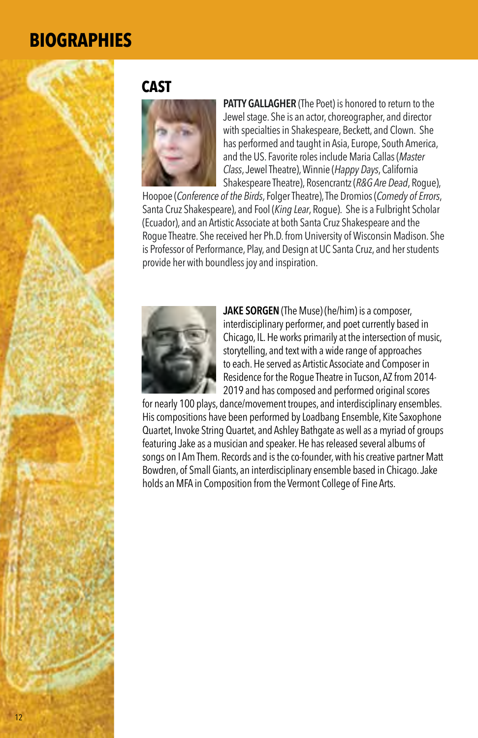# BIOGRAPHIES

## CAST

**PATTY GALLAGHER** (The Poet) is honored to return to the Jewel stage. She is an actor, choreographer, and director with specialties in Shakespeare, Beckett, and Clown. She has performed and taught in Asia, Europe, South America, and the US. Favorite roles include Maria Callas (*Master Class*, Jewel Theatre), Winnie (*Happy Days*, California Shakespeare Theatre), Rosencrantz (*R&G Are Dead*, Rogue), Hoopoe (*Conference of the Birds*, Folger Theatre), The Dromios (*Comedy of Errors*, Santa Cruz Shakespeare), and Fool (*King Lear*, Rogue). She is a Fulbright Scholar (Ecuador), and an Artistic Associate at both Santa Cruz Shakespeare and the Rogue Theatre. She received her Ph.D. from University of Wisconsin Madison. She is Professor of Performance, Play, and Design at UC Santa Cruz, and her students provide her with boundless joy and inspiration.

**JAKE SORGEN** (The Muse) (he/him) is a composer, interdisciplinary performer, and poet currently based in Chicago, IL. He works primarily at the intersection of music, storytelling, and text with a wide range of approaches to each. He served as Artistic Associate and Composer in Residence for the Rogue Theatre in Tucson, AZ from 2014-2019 and has composed and performed original scores for nearly 100 plays, dance/movement troupes, and interdisciplinary ensembles. His compositions have been performed by Loadbang Ensemble, Kite Saxophone Quartet, Invoke String Quartet, and Ashley Bathgate as well as a myriad of groups featuring Jake as a musician and speaker. He has released several albums of songs on I Am Them. Records and is the co-founder, with his creative partner Matt Bowdren, of Small Giants, an interdisciplinary ensemble based in Chicago. Jake holds an MFA in Composition from the Vermont College of Fine Arts.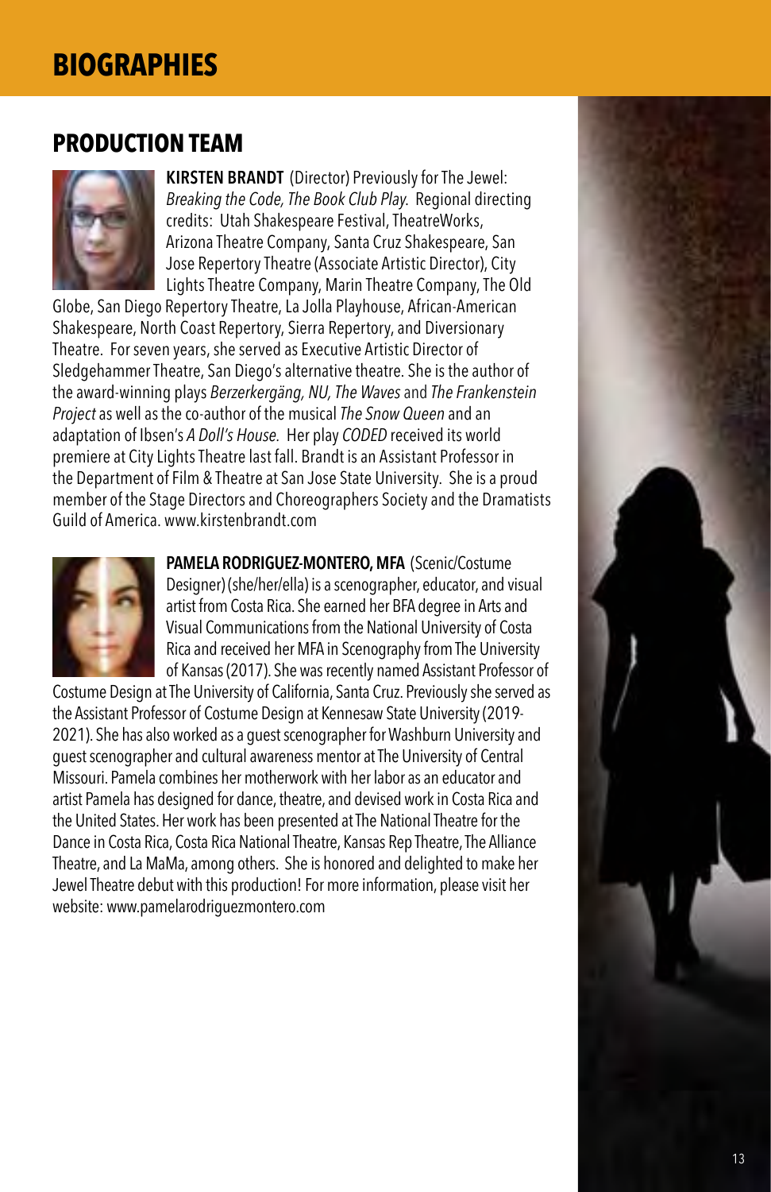# BIOGRAPHIES

## PRODUCTION TEAM

**KIRSTEN BRANDT** (Director) Previously for The Jewel: *Breaking the Code, The Book Club Play*. Regional directing credits: Utah Shakespeare Festival, TheatreWorks, Arizona Theatre Company, Santa Cruz Shakespeare, San Jose Repertory Theatre (Associate Artistic Director), City Lights Theatre Company, Marin Theatre Company, The Old Globe, San Diego Repertory Theatre, La Jolla Playhouse, African-American Shakespeare, North Coast Repertory, Sierra Repertory, and Diversionary Theatre. For seven years, she served as Executive Artistic Director of Sledgehammer Theatre, San Diego's alternative theatre. She is the author of the award-winning plays *Berzerkergäng, NU, The Waves* and *The Frankenstein Project* as well as the co-author of the musical *The Snow Queen* and an adaptation of Ibsen's *A Doll's House.* Her play *CODED* received its world premiere at City Lights Theatre last fall. Brandt is an Assistant Professor in the Department of Film & Theatre at San Jose State University. She is a proud member of the Stage Directors and Choreographers Society and the Dramatists Guild of America. www.kirstenbrandt.com

**PAMELA RODRIGUEZ-MONTERO, MFA** (Scenic/Costume Designer) (she/her/ella) is a scenographer, educator, and visual artist from Costa Rica. She earned her BFA degree in Arts and Visual Communications from the National University of Costa Rica and received her MFA in Scenography from The University of Kansas (2017). She was recently named Assistant Professor of Costume Design at The University of California, Santa Cruz. Previously she served as the Assistant Professor of Costume Design at Kennesaw State University (2019-2021). She has also worked as a guest scenographer for Washburn University and guest scenographer and cultural awareness mentor at The University of Central Missouri. Pamela combines her motherwork with her labor as an educator and artist Pamela has designed for dance, theatre, and devised work in Costa Rica and the United States. Her work has been presented at The National Theatre for the Dance in Costa Rica, Costa Rica National Theatre, Kansas Rep Theatre, The Alliance Theatre, and La MaMa, among others. She is honored and delighted to make her Jewel Theatre debut with this production! For more information, please visit her website: www.pamelarodriguezmontero.com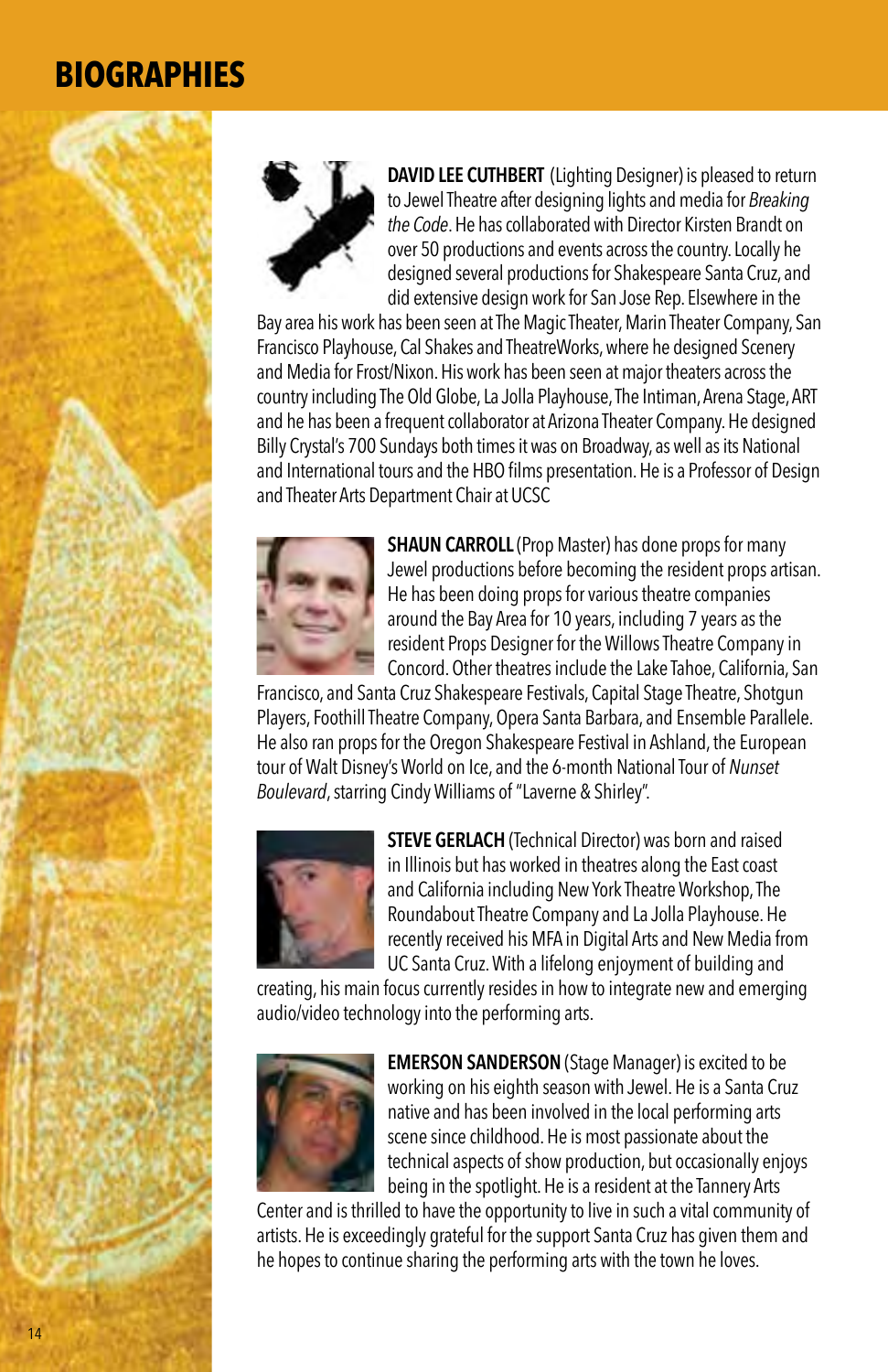# BIOGRAPHIES

**DAVID LEE CUTHBERT** (Lighting Designer) is pleased to return to Jewel Theatre after designing lights and media for *Breaking the Code*. He has collaborated with Director Kirsten Brandt on over 50 productions and events across the country. Locally he designed several productions for Shakespeare Santa Cruz, and did extensive design work for San Jose Rep. Elsewhere in the Bay area his work has been seen at The Magic Theater, Marin Theater Company, San Francisco Playhouse, Cal Shakes and TheatreWorks, where he designed Scenery and Media for Frost/Nixon. His work has been seen at major theaters across the country including The Old Globe, La Jolla Playhouse, The Intiman, Arena Stage, ART and he has been a frequent collaborator at Arizona Theater Company. He designed Billy Crystal's 700 Sundays both times it was on Broadway, as well as its National and International tours and the HBO films presentation. He is a Professor of Design and Theater Arts Department Chair at UCSC

**SHAUN CARROLL** (Prop Master) has done props for many Jewel productions before becoming the resident props artisan. He has been doing props for various theatre companies around the Bay Area for 10 years, including 7 years as the resident Props Designer for the Willows Theatre Company in Concord. Other theatres include the Lake Tahoe, California, San Francisco, and Santa Cruz Shakespeare Festivals, Capital Stage Theatre, Shotgun Players, Foothill Theatre Company, Opera Santa Barbara, and Ensemble Parallele. He also ran props for the Oregon Shakespeare Festival in Ashland, the European tour of Walt Disney's World on Ice, and the 6-month National Tour of *Nunset Boulevard*, starring Cindy Williams of "Laverne & Shirley".

**STEVE GERLACH** (Technical Director) was born and raised in Illinois but has worked in theatres along the East coast and California including New York Theatre Workshop, The Roundabout Theatre Company and La Jolla Playhouse. He recently received his MFA in Digital Arts and New Media from UC Santa Cruz. With a lifelong enjoyment of building and creating, his main focus currently resides in how to integrate new and emerging audio/video technology into the performing arts.

**EMERSON SANDERSON** (Stage Manager) is excited to be working on his eighth season with Jewel. He is a Santa Cruz native and has been involved in the local performing arts scene since childhood. He is most passionate about the technical aspects of show production, but occasionally enjoys being in the spotlight. He is a resident at the Tannery Arts Center and is thrilled to have the opportunity to live in such a vital community of artists. He is exceedingly grateful for the support Santa Cruz has given them and he hopes to continue sharing the performing arts with the town he loves.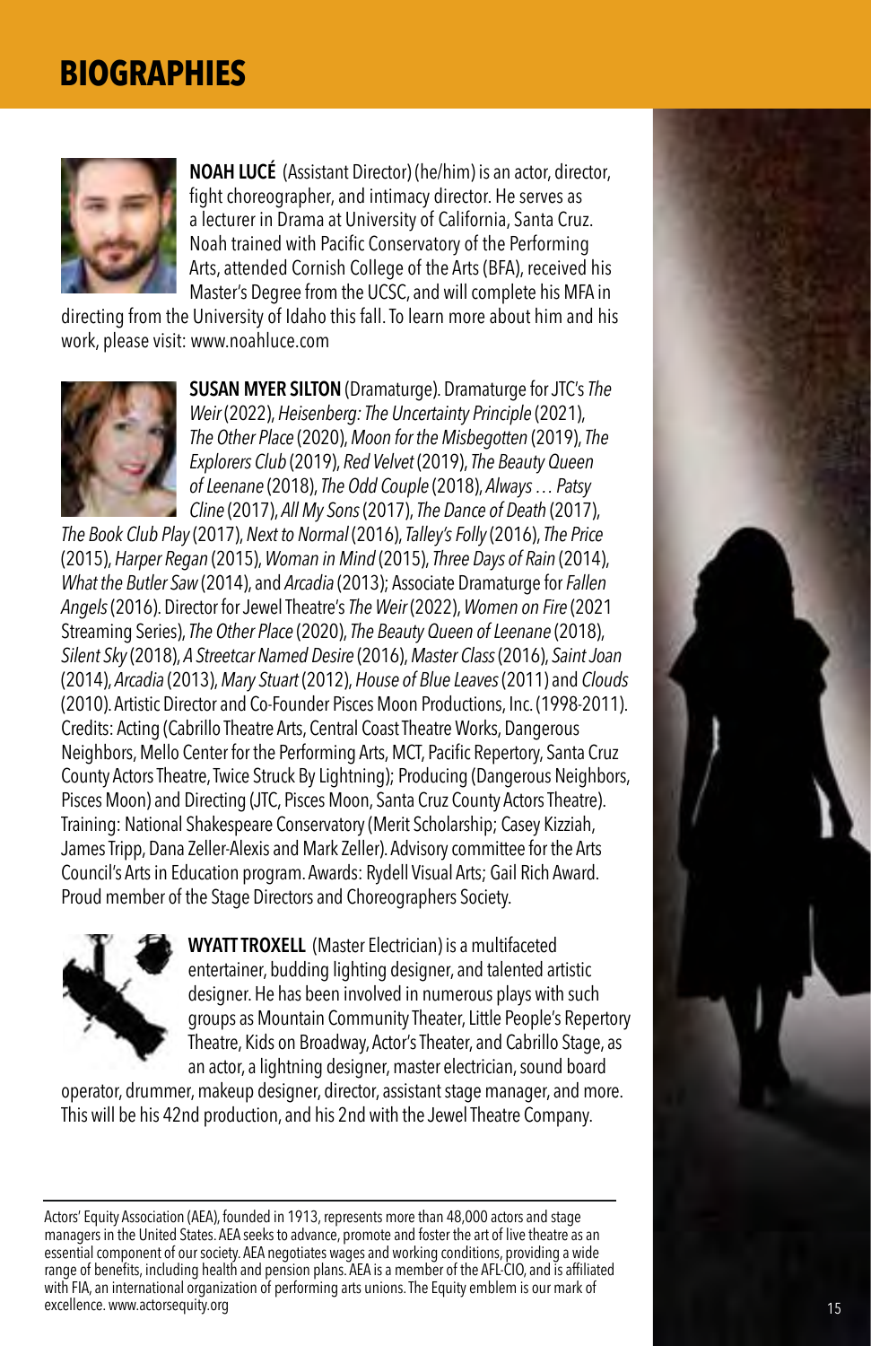# BIOGRAPHIES

**NOAH LUCÉ** (Assistant Director) (he/him) is an actor, director, fight choreographer, and intimacy director. He serves as a lecturer in Drama at University of California, Santa Cruz. Noah trained with Pacific Conservatory of the Performing Arts, attended Cornish College of the Arts (BFA), received his Master's Degree from the UCSC, and will complete his MFA in directing from the University of Idaho this fall. To learn more about him and his work, please visit: www.noahluce.com

**SUSAN MYER SILTON** (Dramaturge). Dramaturge for JTC's *The Weir* (2022), *Heisenberg: The Uncertainty Principle* (2021), *The Other Place* (2020), *Moon for the Misbegotten* (2019), *The Explorers Club* (2019), *Red Velvet* (2019), *The Beauty Queen of Leenane* (2018), *The Odd Couple* (2018), *Always … Patsy Cline* (2017), *All My Sons* (2017), *The Dance of Death* (2017), *The Book Club Play* (2017), *Next to Normal* (2016), *Talley's Folly* (2016), *The Price* (2015), *Harper Regan* (2015), *Woman in Mind* (2015), *Three Days of Rain* (2014), *What the Butler Saw* (2014), and *Arcadia* (2013); Associate Dramaturge for *Fallen Angels* (2016). Director for Jewel Theatre's *The Weir* (2022), *Women on Fire* (2021 Streaming Series), *The Other Place* (2020), *The Beauty Queen of Leenane* (2018), *Silent Sky* (2018), *A Streetcar Named Desire* (2016), *Master Class* (2016), *Saint Joan* (2014), *Arcadia* (2013), *Mary Stuart* (2012), *House of Blue Leaves* (2011) and *Clouds* (2010). Artistic Director and Co-Founder Pisces Moon Productions, Inc. (1998-2011). Credits: Acting (Cabrillo Theatre Arts, Central Coast Theatre Works, Dangerous Neighbors, Mello Center for the Performing Arts, MCT, Pacific Repertory, Santa Cruz County Actors Theatre, Twice Struck By Lightning); Producing (Dangerous Neighbors, Pisces Moon) and Directing (JTC, Pisces Moon, Santa Cruz County Actors Theatre). Training: National Shakespeare Conservatory (Merit Scholarship; Casey Kizziah, James Tripp, Dana Zeller-Alexis and Mark Zeller). Advisory committee for the Arts Council's Arts in Education program. Awards: Rydell Visual Arts; Gail Rich Award. Proud member of the Stage Directors and Choreographers Society.

**WYATT TROXELL** (Master Electrician) is a multifaceted entertainer, budding lighting designer, and talented artistic designer. He has been involved in numerous plays with such groups as Mountain Community Theater, Little People's Repertory Theatre, Kids on Broadway, Actor's Theater, and Cabrillo Stage, as an actor, a lightning designer, master electrician, sound board operator, drummer, makeup designer, director, assistant stage manager, and more. This will be his 42nd production, and his 2nd with the Jewel Theatre Company.

---

Actors' Equity Association (AEA), founded in 1913, represents more than 48,000 actors and stage managers in the United States. AEA seeks to advance, promote and foster the art of live theatre as an essential component of our society. AEA negotiates wages and working conditions, providing a wide range of benefits, including health and pension plans. AEA is a member of the AFL-CIO, and is affiliated with FIA, an international organization of performing arts unions. The Equity emblem is our mark of excellence. www.actorsequity.org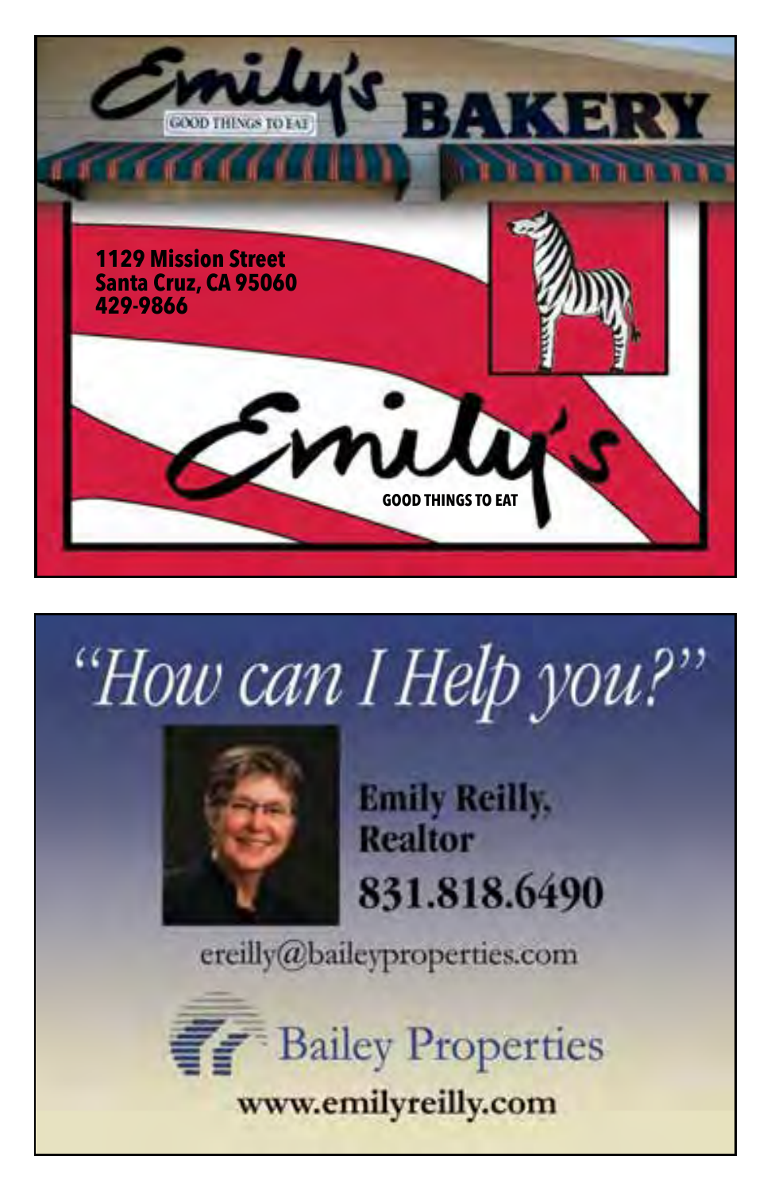Emily's BAKERY

GOOD THINGS TO EAT

**1129 Mission Street**
**Santa Cruz, CA 95060**
**429-9866**

Emily's

**GOOD THINGS TO EAT**

---

*"How can I Help you?"*

**Emily Reilly,**
**Realtor**

**831.818.6490**

ereilly@baileyproperties.com

Bailey Properties

**www.emilyreilly.com**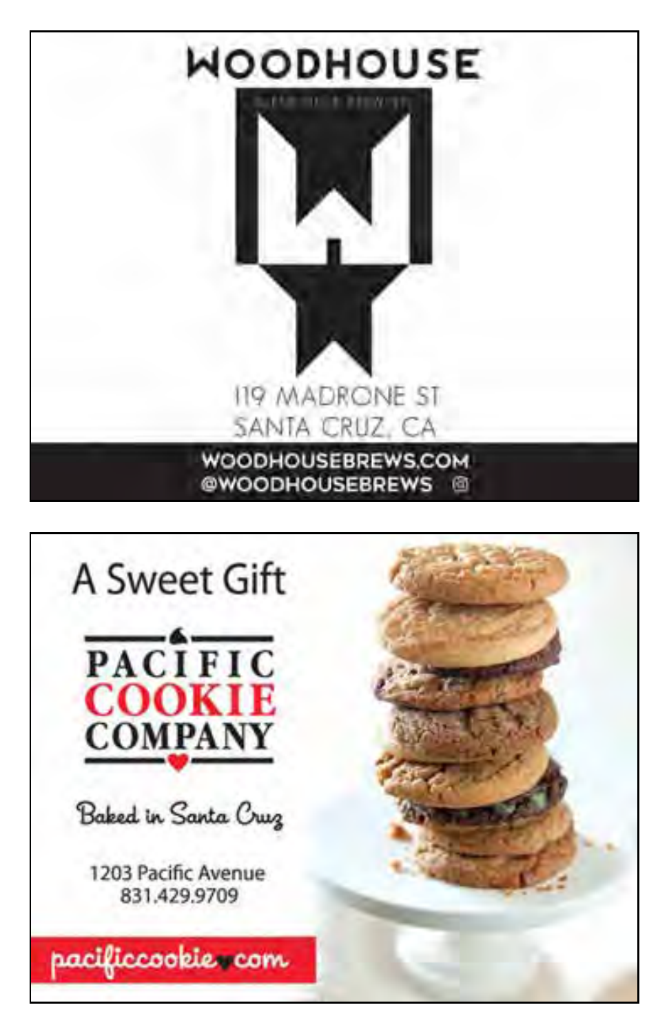# WOODHOUSE

119 MADRONE ST
SANTA CRUZ, CA

WOODHOUSEBREWS.COM
@WOODHOUSEBREWS

---

A Sweet Gift

# PACIFIC COOKIE COMPANY

*Baked in Santa Cruz*

1203 Pacific Avenue
831.429.9709

pacificcookie.com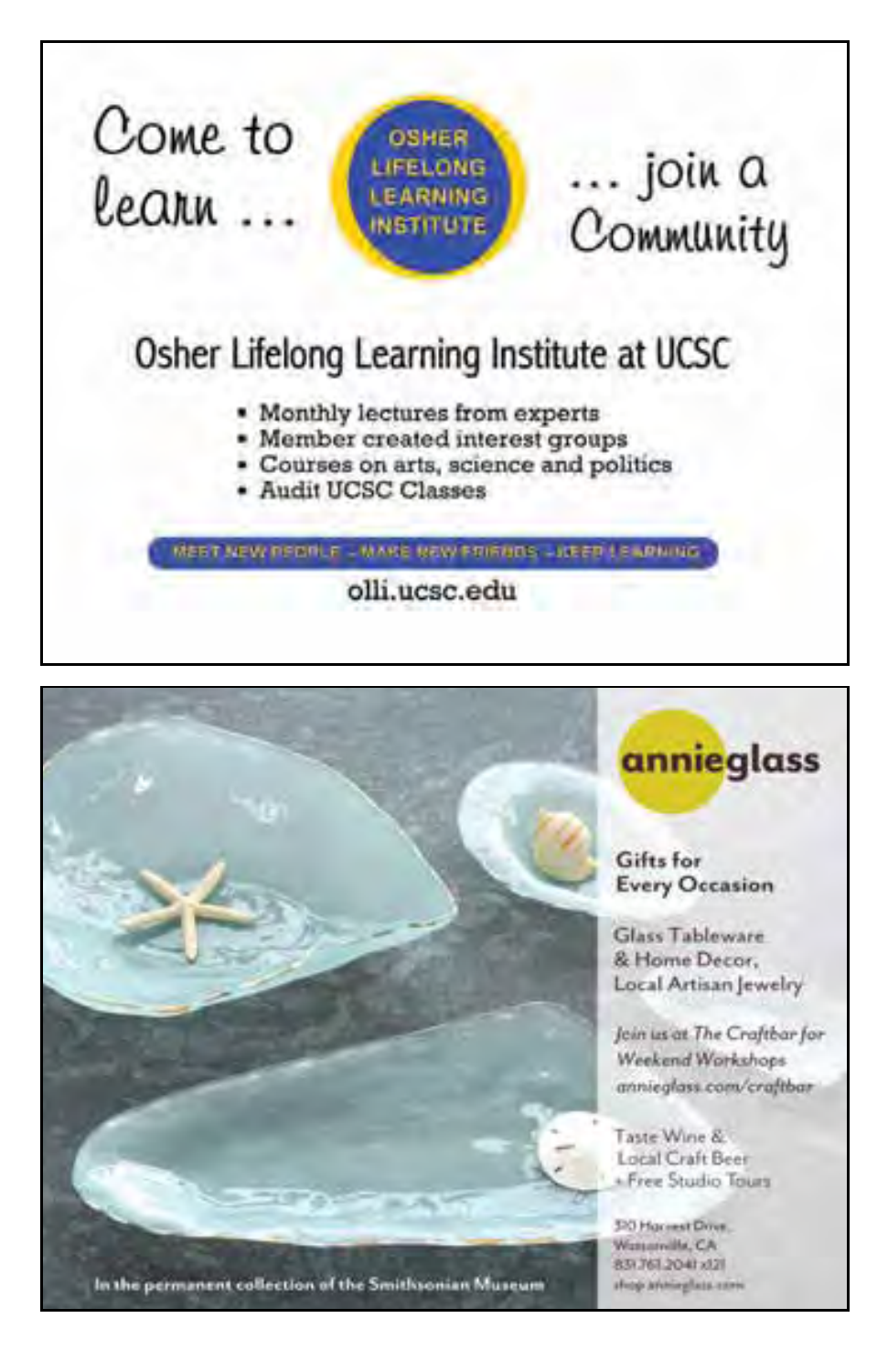Come to learn ...

OSHER LIFELONG LEARNING INSTITUTE

... join a Community

## Osher Lifelong Learning Institute at UCSC

- Monthly lectures from experts
- Member created interest groups
- Courses on arts, science and politics
- Audit UCSC Classes

MEET NEW PEOPLE – MAKE NEW FRIENDS – KEEP LEARNING

olli.ucsc.edu

---

**annieglass**

**Gifts for Every Occasion**

Glass Tableware & Home Decor, Local Artisan Jewelry

*Join us at The Craftbar for Weekend Workshops*
*annieglass.com/craftbar*

Taste Wine & Local Craft Beer + Free Studio Tours

310 Harvest Drive,
Watsonville, CA
831.761.2041 x121
shop.annieglass.com

In the permanent collection of the Smithsonian Museum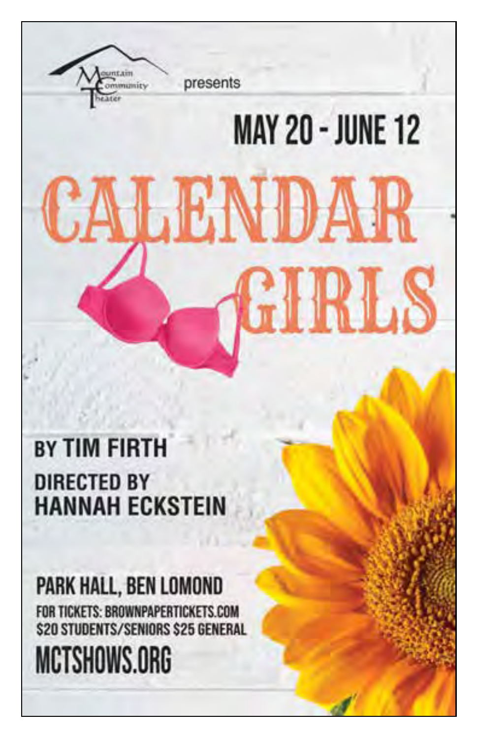Mountain Community Theater presents

MAY 20 - JUNE 12

# CALENDAR GIRLS

BY TIM FIRTH

DIRECTED BY
HANNAH ECKSTEIN

PARK HALL, BEN LOMOND

FOR TICKETS: BROWNPAPERTICKETS.COM
$20 STUDENTS/SENIORS $25 GENERAL

MCTSHOWS.ORG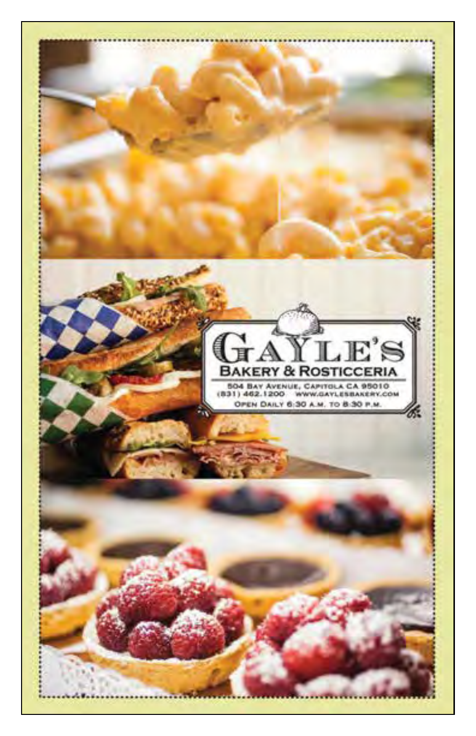# GAYLE'S

## BAKERY & ROSTICCERIA

504 Bay Avenue, Capitola CA 95010

(831) 462.1200 www.gaylesbakery.com

Open Daily 6:30 a.m. to 8:30 p.m.